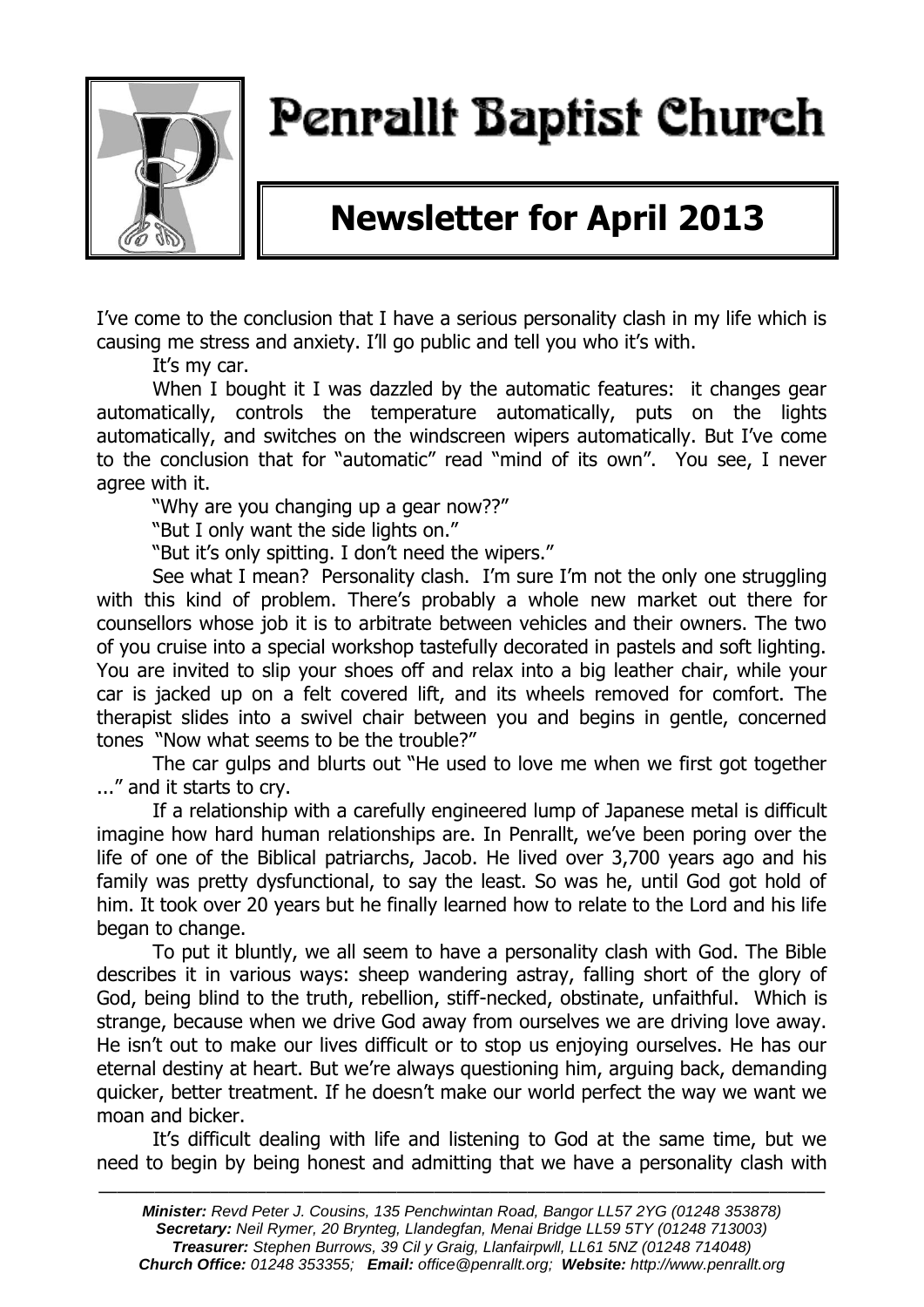# Penrallt Baptist Church

## Newsletter for April 2013

I've come to the conclusion that I have a serious personality clash in my life which is causing me stress and anxiety. I'll go public and tell you who it's with.

It's my car.

When I bought it I was dazzled by the automatic features: it changes gear automatically, controls the temperature automatically, puts on the lights automatically, and switches on the windscreen wipers automatically. But I've come to the conclusion that for "automatic" read "mind of its own". You see, I never agree with it.

"Why are you changing up a gear now??"

"But I only want the side lights on."

"But it's only spitting. I don't need the wipers."

See what I mean? Personality clash. I'm sure I'm not the only one struggling with this kind of problem. There's probably a whole new market out there for counsellors whose job it is to arbitrate between vehicles and their owners. The two of you cruise into a special workshop tastefully decorated in pastels and soft lighting. You are invited to slip your shoes off and relax into a big leather chair, while your car is jacked up on a felt covered lift, and its wheels removed for comfort. The therapist slides into a swivel chair between you and begins in gentle, concerned tones "Now what seems to be the trouble?"

The car gulps and blurts out "He used to love me when we first got together ..." and it starts to cry.

If a relationship with a carefully engineered lump of Japanese metal is difficult imagine how hard human relationships are. In Penrallt, we've been poring over the life of one of the Biblical patriarchs, Jacob. He lived over 3,700 years ago and his family was pretty dysfunctional, to say the least. So was he, until God got hold of him. It took over 20 years but he finally learned how to relate to the Lord and his life began to change.

To put it bluntly, we all seem to have a personality clash with God. The Bible describes it in various ways: sheep wandering astray, falling short of the glory of God, being blind to the truth, rebellion, stiff-necked, obstinate, unfaithful. Which is strange, because when we drive God away from ourselves we are driving love away. He isn't out to make our lives difficult or to stop us enjoying ourselves. He has our eternal destiny at heart. But we're always questioning him, arguing back, demanding quicker, better treatment. If he doesn't make our world perfect the way we want we moan and bicker.

It's difficult dealing with life and listening to God at the same time, but we need to begin by being honest and admitting that we have a personality clash with

---

***Minister:*** *Revd Peter J. Cousins, 135 Penchwintan Road, Bangor LL57 2YG (01248 353878)*
***Secretary:*** *Neil Rymer, 20 Brynteg, Llandegfan, Menai Bridge LL59 5TY (01248 713003)*
***Treasurer:*** *Stephen Burrows, 39 Cil y Graig, Llanfairpwll, LL61 5NZ (01248 714048)*
***Church Office:*** *01248 353355;* ***Email:*** *office@penrallt.org;* ***Website:*** *http://www.penrallt.org*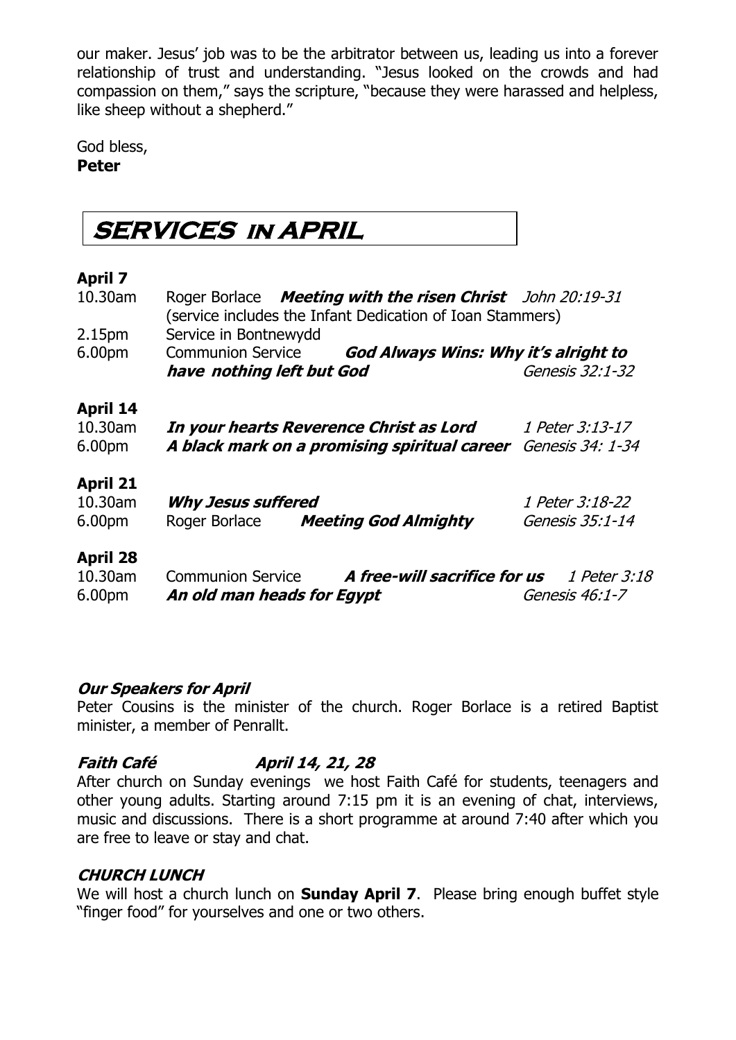our maker. Jesus' job was to be the arbitrator between us, leading us into a forever relationship of trust and understanding. "Jesus looked on the crowds and had compassion on them," says the scripture, "because they were harassed and helpless, like sheep without a shepherd."

God bless,
**Peter**

# SERVICES IN APRIL

**April 7**

| | | |
|---|---|---|
| 10.30am | Roger Borlace ***Meeting with the risen Christ*** (service includes the Infant Dedication of Ioan Stammers) | *John 20:19-31* |
| 2.15pm | Service in Bontnewydd | |
| 6.00pm | Communion Service ***God Always Wins: Why it's alright to have nothing left but God*** | *Genesis 32:1-32* |

**April 14**

| | | |
|---|---|---|
| 10.30am | ***In your hearts Reverence Christ as Lord*** | *1 Peter 3:13-17* |
| 6.00pm | ***A black mark on a promising spiritual career*** | *Genesis 34: 1-34* |

**April 21**

| | | |
|---|---|---|
| 10.30am | ***Why Jesus suffered*** | *1 Peter 3:18-22* |
| 6.00pm | Roger Borlace ***Meeting God Almighty*** | *Genesis 35:1-14* |

**April 28**

| | | |
|---|---|---|
| 10.30am | Communion Service ***A free-will sacrifice for us*** | *1 Peter 3:18* |
| 6.00pm | ***An old man heads for Egypt*** | *Genesis 46:1-7* |

### *Our Speakers for April*

Peter Cousins is the minister of the church. Roger Borlace is a retired Baptist minister, a member of Penrallt.

### *Faith Café April 14, 21, 28*

After church on Sunday evenings we host Faith Café for students, teenagers and other young adults. Starting around 7:15 pm it is an evening of chat, interviews, music and discussions. There is a short programme at around 7:40 after which you are free to leave or stay and chat.

### *CHURCH LUNCH*

We will host a church lunch on **Sunday April 7**. Please bring enough buffet style "finger food" for yourselves and one or two others.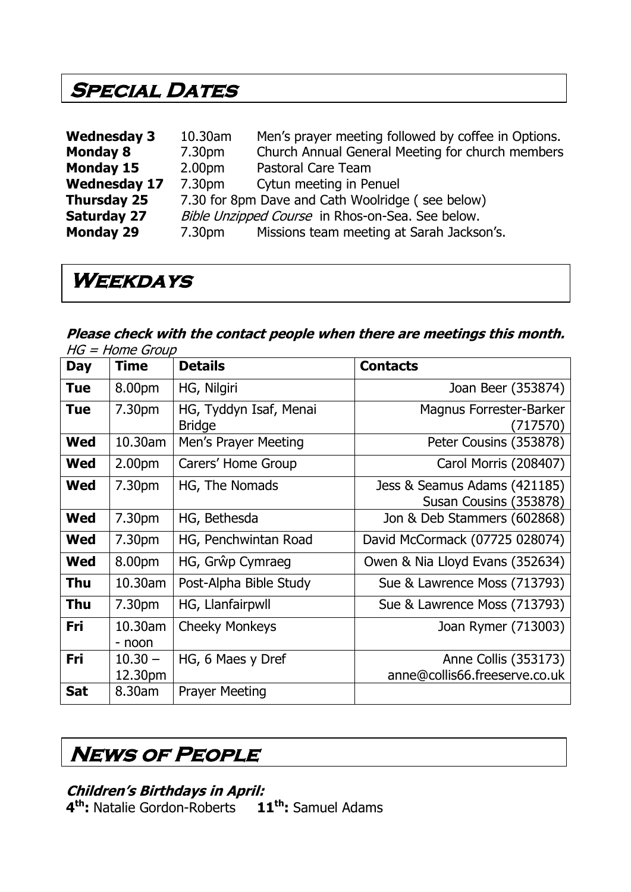## Special Dates

**Wednesday 3** 10.30am Men's prayer meeting followed by coffee in Options.
**Monday 8** 7.30pm Church Annual General Meeting for church members
**Monday 15** 2.00pm Pastoral Care Team
**Wednesday 17** 7.30pm Cytun meeting in Penuel
**Thursday 25** 7.30 for 8pm Dave and Cath Woolridge ( see below)
**Saturday 27** *Bible Unzipped Course* in Rhos-on-Sea. See below.
**Monday 29** 7.30pm Missions team meeting at Sarah Jackson's.

## Weekdays

***Please check with the contact people when there are meetings this month.***
*HG = Home Group*

| Day | Time | Details | Contacts |
|---|---|---|---|
| **Tue** | 8.00pm | HG, Nilgiri | Joan Beer (353874) |
| **Tue** | 7.30pm | HG, Tyddyn Isaf, Menai Bridge | Magnus Forrester-Barker (717570) |
| **Wed** | 10.30am | Men's Prayer Meeting | Peter Cousins (353878) |
| **Wed** | 2.00pm | Carers' Home Group | Carol Morris (208407) |
| **Wed** | 7.30pm | HG, The Nomads | Jess & Seamus Adams (421185) Susan Cousins (353878) |
| **Wed** | 7.30pm | HG, Bethesda | Jon & Deb Stammers (602868) |
| **Wed** | 7.30pm | HG, Penchwintan Road | David McCormack (07725 028074) |
| **Wed** | 8.00pm | HG, Grŵp Cymraeg | Owen & Nia Lloyd Evans (352634) |
| **Thu** | 10.30am | Post-Alpha Bible Study | Sue & Lawrence Moss (713793) |
| **Thu** | 7.30pm | HG, Llanfairpwll | Sue & Lawrence Moss (713793) |
| **Fri** | 10.30am - noon | Cheeky Monkeys | Joan Rymer (713003) |
| **Fri** | 10.30 – 12.30pm | HG, 6 Maes y Dref | Anne Collis (353173) anne@collis66.freeserve.co.uk |
| **Sat** | 8.30am | Prayer Meeting | |

## News of People

***Children's Birthdays in April:***
**4th:** Natalie Gordon-Roberts **11th:** Samuel Adams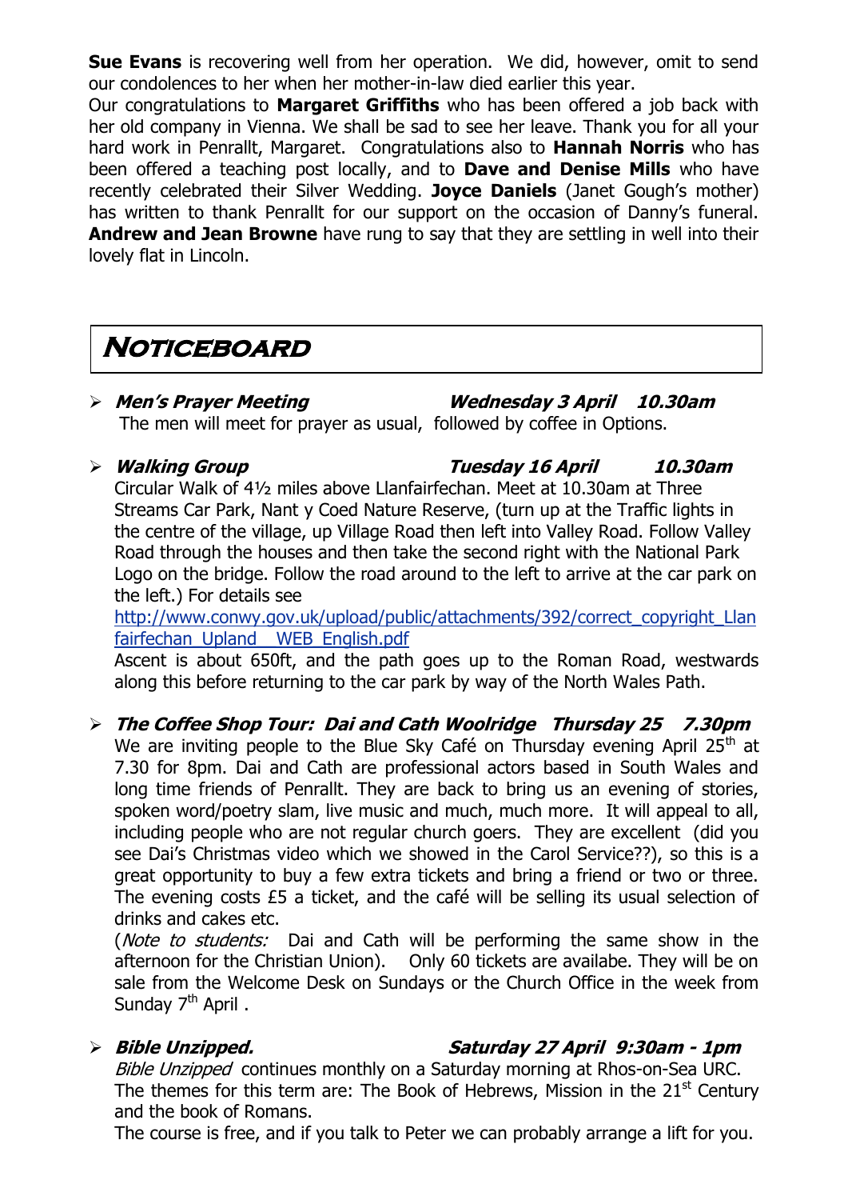**Sue Evans** is recovering well from her operation. We did, however, omit to send our condolences to her when her mother-in-law died earlier this year.

Our congratulations to **Margaret Griffiths** who has been offered a job back with her old company in Vienna. We shall be sad to see her leave. Thank you for all your hard work in Penrallt, Margaret. Congratulations also to **Hannah Norris** who has been offered a teaching post locally, and to **Dave and Denise Mills** who have recently celebrated their Silver Wedding. **Joyce Daniels** (Janet Gough's mother) has written to thank Penrallt for our support on the occasion of Danny's funeral. **Andrew and Jean Browne** have rung to say that they are settling in well into their lovely flat in Lincoln.

# Noticeboard

- ***Men's Prayer Meeting*** ***Wednesday 3 April 10.30am***
  The men will meet for prayer as usual, followed by coffee in Options.

- ***Walking Group*** ***Tuesday 16 April 10.30am***
  Circular Walk of 4½ miles above Llanfairfechan. Meet at 10.30am at Three Streams Car Park, Nant y Coed Nature Reserve, (turn up at the Traffic lights in the centre of the village, up Village Road then left into Valley Road. Follow Valley Road through the houses and then take the second right with the National Park Logo on the bridge. Follow the road around to the left to arrive at the car park on the left.) For details see
  http://www.conwy.gov.uk/upload/public/attachments/392/correct_copyright_Llanfairfechan_Upland__WEB_English.pdf
  Ascent is about 650ft, and the path goes up to the Roman Road, westwards along this before returning to the car park by way of the North Wales Path.

- ***The Coffee Shop Tour: Dai and Cath Woolridge Thursday 25 7.30pm***
  We are inviting people to the Blue Sky Café on Thursday evening April 25th at 7.30 for 8pm. Dai and Cath are professional actors based in South Wales and long time friends of Penrallt. They are back to bring us an evening of stories, spoken word/poetry slam, live music and much, much more. It will appeal to all, including people who are not regular church goers. They are excellent (did you see Dai's Christmas video which we showed in the Carol Service??), so this is a great opportunity to buy a few extra tickets and bring a friend or two or three. The evening costs £5 a ticket, and the café will be selling its usual selection of drinks and cakes etc.
  (*Note to students:* Dai and Cath will be performing the same show in the afternoon for the Christian Union). Only 60 tickets are availabe. They will be on sale from the Welcome Desk on Sundays or the Church Office in the week from Sunday 7th April .

- ***Bible Unzipped.*** ***Saturday 27 April 9:30am - 1pm***
  *Bible Unzipped* continues monthly on a Saturday morning at Rhos-on-Sea URC. The themes for this term are: The Book of Hebrews, Mission in the 21st Century and the book of Romans.
  The course is free, and if you talk to Peter we can probably arrange a lift for you.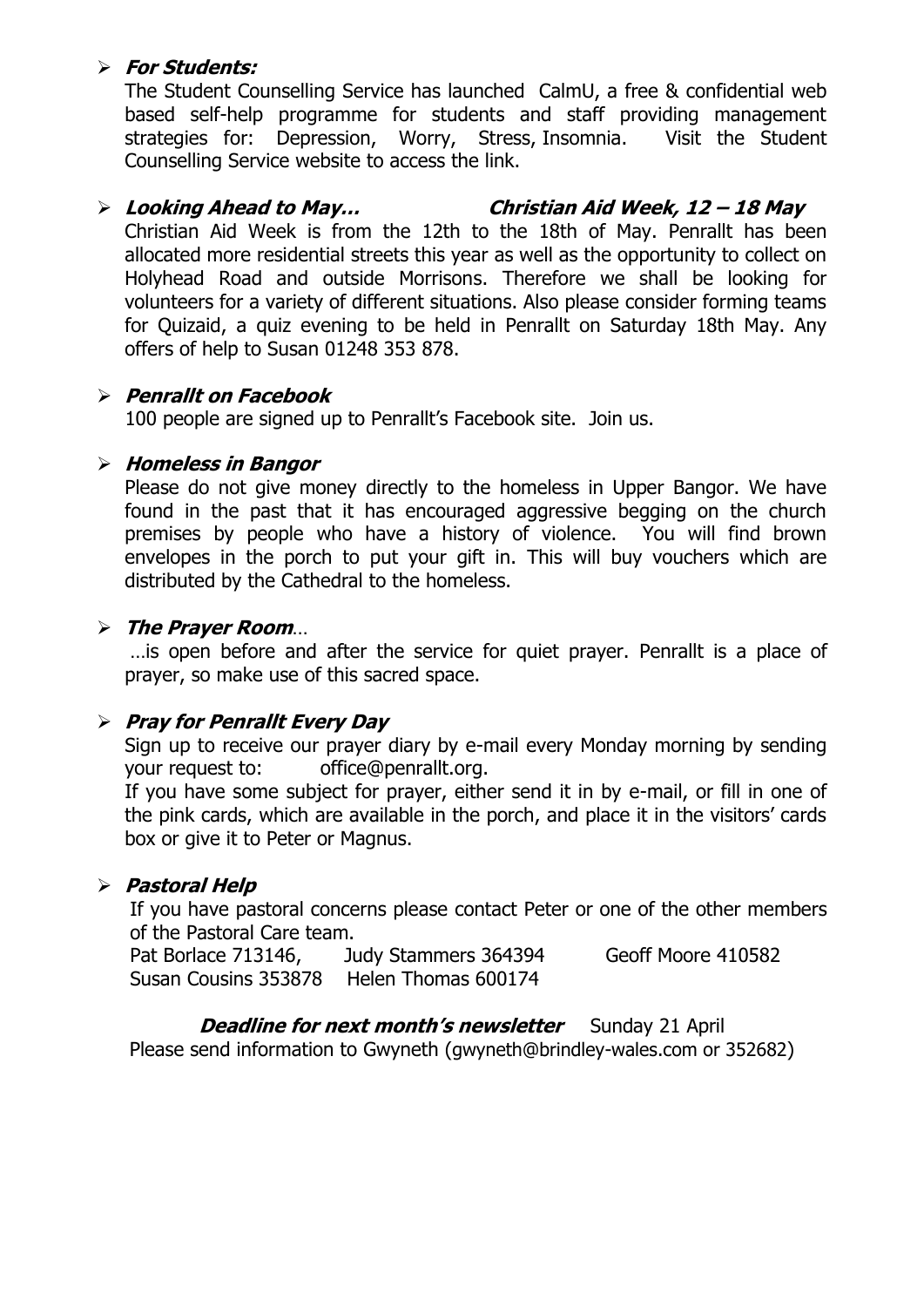- ***For Students:***

  The Student Counselling Service has launched CalmU, a free & confidential web based self-help programme for students and staff providing management strategies for: Depression, Worry, Stress, Insomnia. Visit the Student Counselling Service website to access the link.

- ***Looking Ahead to May…*** ***Christian Aid Week, 12 – 18 May***

  Christian Aid Week is from the 12th to the 18th of May. Penrallt has been allocated more residential streets this year as well as the opportunity to collect on Holyhead Road and outside Morrisons. Therefore we shall be looking for volunteers for a variety of different situations. Also please consider forming teams for Quizaid, a quiz evening to be held in Penrallt on Saturday 18th May. Any offers of help to Susan 01248 353 878.

- ***Penrallt on Facebook***

  100 people are signed up to Penrallt's Facebook site. Join us.

- ***Homeless in Bangor***

  Please do not give money directly to the homeless in Upper Bangor. We have found in the past that it has encouraged aggressive begging on the church premises by people who have a history of violence. You will find brown envelopes in the porch to put your gift in. This will buy vouchers which are distributed by the Cathedral to the homeless.

- ***The Prayer Room…***

  …is open before and after the service for quiet prayer. Penrallt is a place of prayer, so make use of this sacred space.

- ***Pray for Penrallt Every Day***

  Sign up to receive our prayer diary by e-mail every Monday morning by sending your request to: office@penrallt.org.

  If you have some subject for prayer, either send it in by e-mail, or fill in one of the pink cards, which are available in the porch, and place it in the visitors' cards box or give it to Peter or Magnus.

- ***Pastoral Help***

  If you have pastoral concerns please contact Peter or one of the other members of the Pastoral Care team.

  Pat Borlace 713146, Judy Stammers 364394 Geoff Moore 410582
  Susan Cousins 353878 Helen Thomas 600174

***Deadline for next month's newsletter*** Sunday 21 April

Please send information to Gwyneth (gwyneth@brindley-wales.com or 352682)